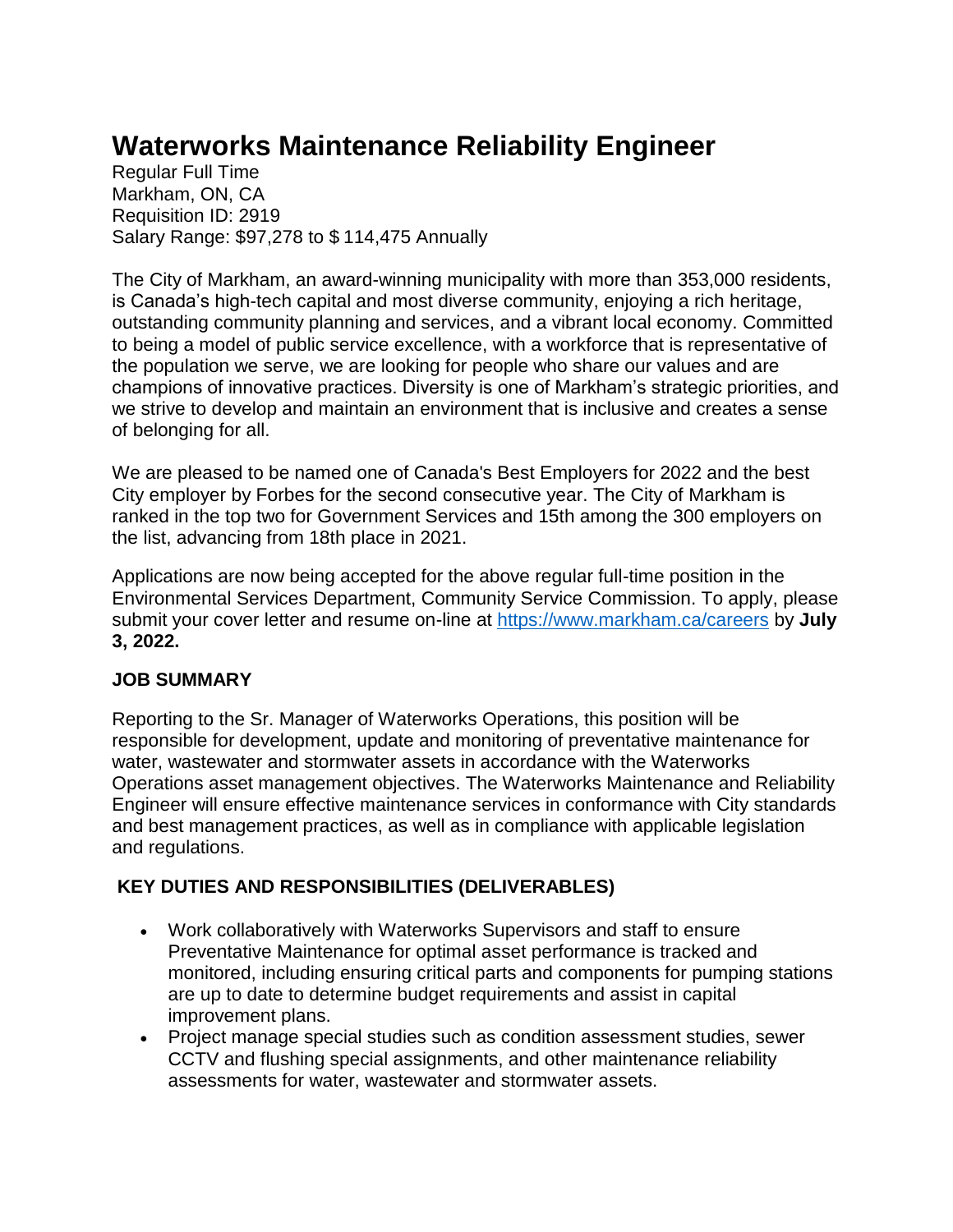# Waterworks Maintenance Reliability Engineer

Regular Full Time
Markham, ON, CA
Requisition ID: 2919
Salary Range: $97,278 to $ 114,475 Annually

The City of Markham, an award-winning municipality with more than 353,000 residents, is Canada's high-tech capital and most diverse community, enjoying a rich heritage, outstanding community planning and services, and a vibrant local economy. Committed to being a model of public service excellence, with a workforce that is representative of the population we serve, we are looking for people who share our values and are champions of innovative practices. Diversity is one of Markham's strategic priorities, and we strive to develop and maintain an environment that is inclusive and creates a sense of belonging for all.

We are pleased to be named one of Canada's Best Employers for 2022 and the best City employer by Forbes for the second consecutive year. The City of Markham is ranked in the top two for Government Services and 15th among the 300 employers on the list, advancing from 18th place in 2021.

Applications are now being accepted for the above regular full-time position in the Environmental Services Department, Community Service Commission. To apply, please submit your cover letter and resume on-line at https://www.markham.ca/careers by **July 3, 2022.**

## JOB SUMMARY

Reporting to the Sr. Manager of Waterworks Operations, this position will be responsible for development, update and monitoring of preventative maintenance for water, wastewater and stormwater assets in accordance with the Waterworks Operations asset management objectives. The Waterworks Maintenance and Reliability Engineer will ensure effective maintenance services in conformance with City standards and best management practices, as well as in compliance with applicable legislation and regulations.

## KEY DUTIES AND RESPONSIBILITIES (DELIVERABLES)

- Work collaboratively with Waterworks Supervisors and staff to ensure Preventative Maintenance for optimal asset performance is tracked and monitored, including ensuring critical parts and components for pumping stations are up to date to determine budget requirements and assist in capital improvement plans.
- Project manage special studies such as condition assessment studies, sewer CCTV and flushing special assignments, and other maintenance reliability assessments for water, wastewater and stormwater assets.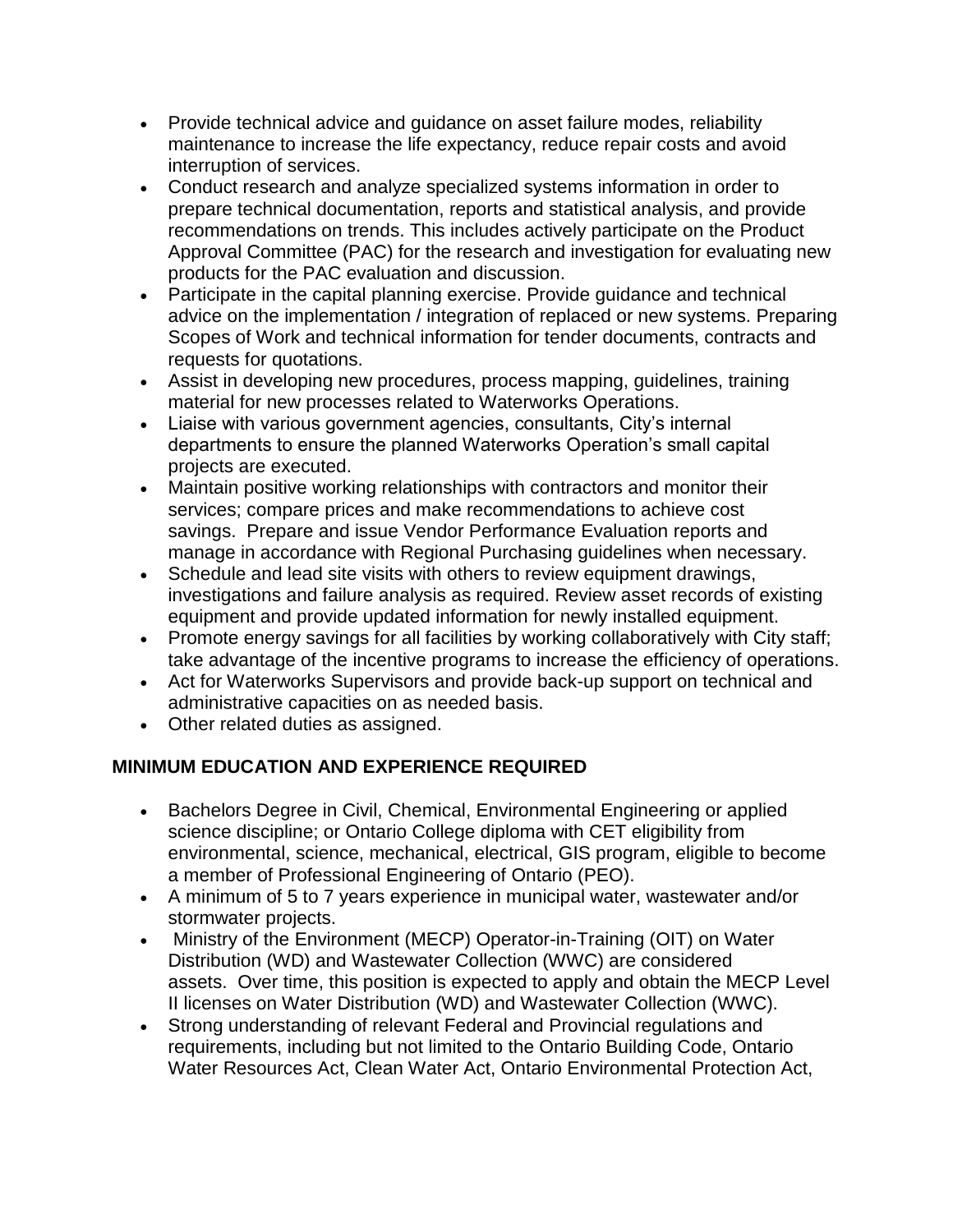- Provide technical advice and guidance on asset failure modes, reliability maintenance to increase the life expectancy, reduce repair costs and avoid interruption of services.
- Conduct research and analyze specialized systems information in order to prepare technical documentation, reports and statistical analysis, and provide recommendations on trends. This includes actively participate on the Product Approval Committee (PAC) for the research and investigation for evaluating new products for the PAC evaluation and discussion.
- Participate in the capital planning exercise. Provide guidance and technical advice on the implementation / integration of replaced or new systems. Preparing Scopes of Work and technical information for tender documents, contracts and requests for quotations.
- Assist in developing new procedures, process mapping, guidelines, training material for new processes related to Waterworks Operations.
- Liaise with various government agencies, consultants, City's internal departments to ensure the planned Waterworks Operation's small capital projects are executed.
- Maintain positive working relationships with contractors and monitor their services; compare prices and make recommendations to achieve cost savings. Prepare and issue Vendor Performance Evaluation reports and manage in accordance with Regional Purchasing guidelines when necessary.
- Schedule and lead site visits with others to review equipment drawings, investigations and failure analysis as required. Review asset records of existing equipment and provide updated information for newly installed equipment.
- Promote energy savings for all facilities by working collaboratively with City staff; take advantage of the incentive programs to increase the efficiency of operations.
- Act for Waterworks Supervisors and provide back-up support on technical and administrative capacities on as needed basis.
- Other related duties as assigned.

## MINIMUM EDUCATION AND EXPERIENCE REQUIRED

- Bachelors Degree in Civil, Chemical, Environmental Engineering or applied science discipline; or Ontario College diploma with CET eligibility from environmental, science, mechanical, electrical, GIS program, eligible to become a member of Professional Engineering of Ontario (PEO).
- A minimum of 5 to 7 years experience in municipal water, wastewater and/or stormwater projects.
- Ministry of the Environment (MECP) Operator-in-Training (OIT) on Water Distribution (WD) and Wastewater Collection (WWC) are considered assets. Over time, this position is expected to apply and obtain the MECP Level II licenses on Water Distribution (WD) and Wastewater Collection (WWC).
- Strong understanding of relevant Federal and Provincial regulations and requirements, including but not limited to the Ontario Building Code, Ontario Water Resources Act, Clean Water Act, Ontario Environmental Protection Act,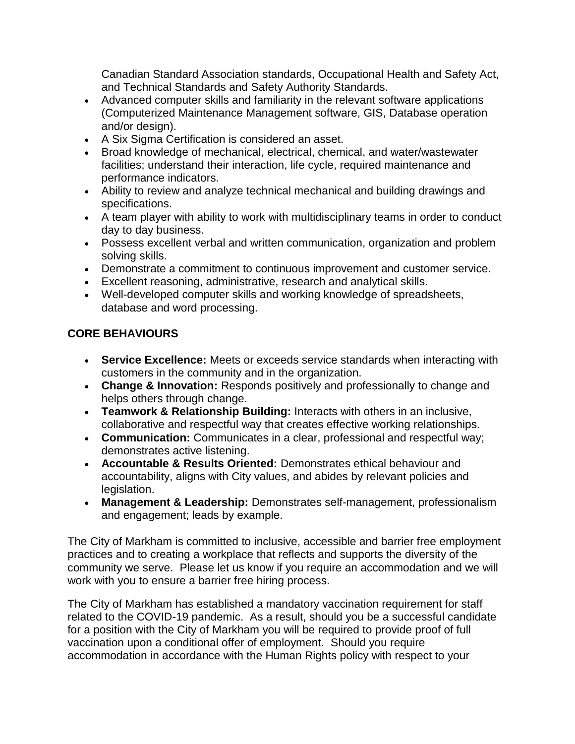Canadian Standard Association standards, Occupational Health and Safety Act, and Technical Standards and Safety Authority Standards.

- Advanced computer skills and familiarity in the relevant software applications (Computerized Maintenance Management software, GIS, Database operation and/or design).
- A Six Sigma Certification is considered an asset.
- Broad knowledge of mechanical, electrical, chemical, and water/wastewater facilities; understand their interaction, life cycle, required maintenance and performance indicators.
- Ability to review and analyze technical mechanical and building drawings and specifications.
- A team player with ability to work with multidisciplinary teams in order to conduct day to day business.
- Possess excellent verbal and written communication, organization and problem solving skills.
- Demonstrate a commitment to continuous improvement and customer service.
- Excellent reasoning, administrative, research and analytical skills.
- Well-developed computer skills and working knowledge of spreadsheets, database and word processing.

## CORE BEHAVIOURS

- **Service Excellence:** Meets or exceeds service standards when interacting with customers in the community and in the organization.
- **Change & Innovation:** Responds positively and professionally to change and helps others through change.
- **Teamwork & Relationship Building:** Interacts with others in an inclusive, collaborative and respectful way that creates effective working relationships.
- **Communication:** Communicates in a clear, professional and respectful way; demonstrates active listening.
- **Accountable & Results Oriented:** Demonstrates ethical behaviour and accountability, aligns with City values, and abides by relevant policies and legislation.
- **Management & Leadership:** Demonstrates self-management, professionalism and engagement; leads by example.

The City of Markham is committed to inclusive, accessible and barrier free employment practices and to creating a workplace that reflects and supports the diversity of the community we serve. Please let us know if you require an accommodation and we will work with you to ensure a barrier free hiring process.

The City of Markham has established a mandatory vaccination requirement for staff related to the COVID-19 pandemic. As a result, should you be a successful candidate for a position with the City of Markham you will be required to provide proof of full vaccination upon a conditional offer of employment. Should you require accommodation in accordance with the Human Rights policy with respect to your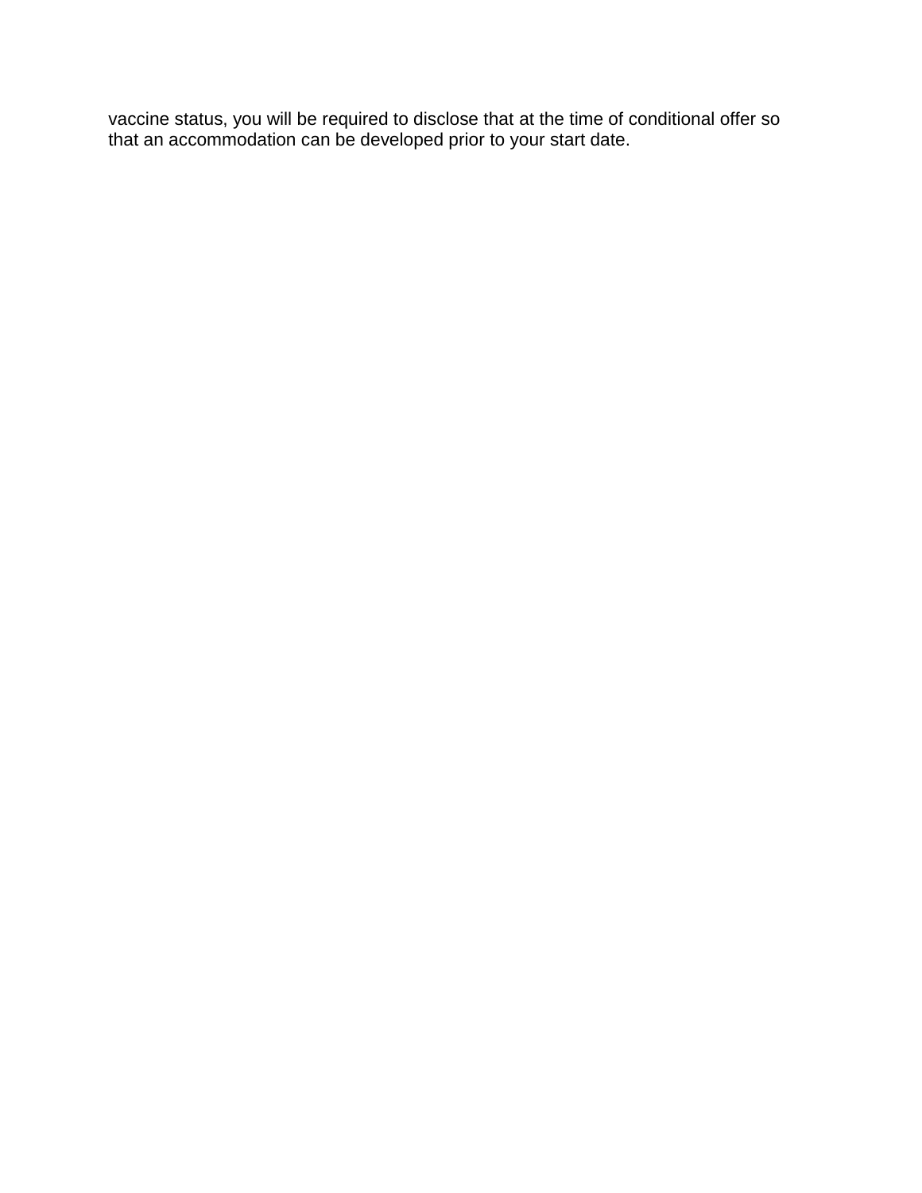vaccine status, you will be required to disclose that at the time of conditional offer so that an accommodation can be developed prior to your start date.